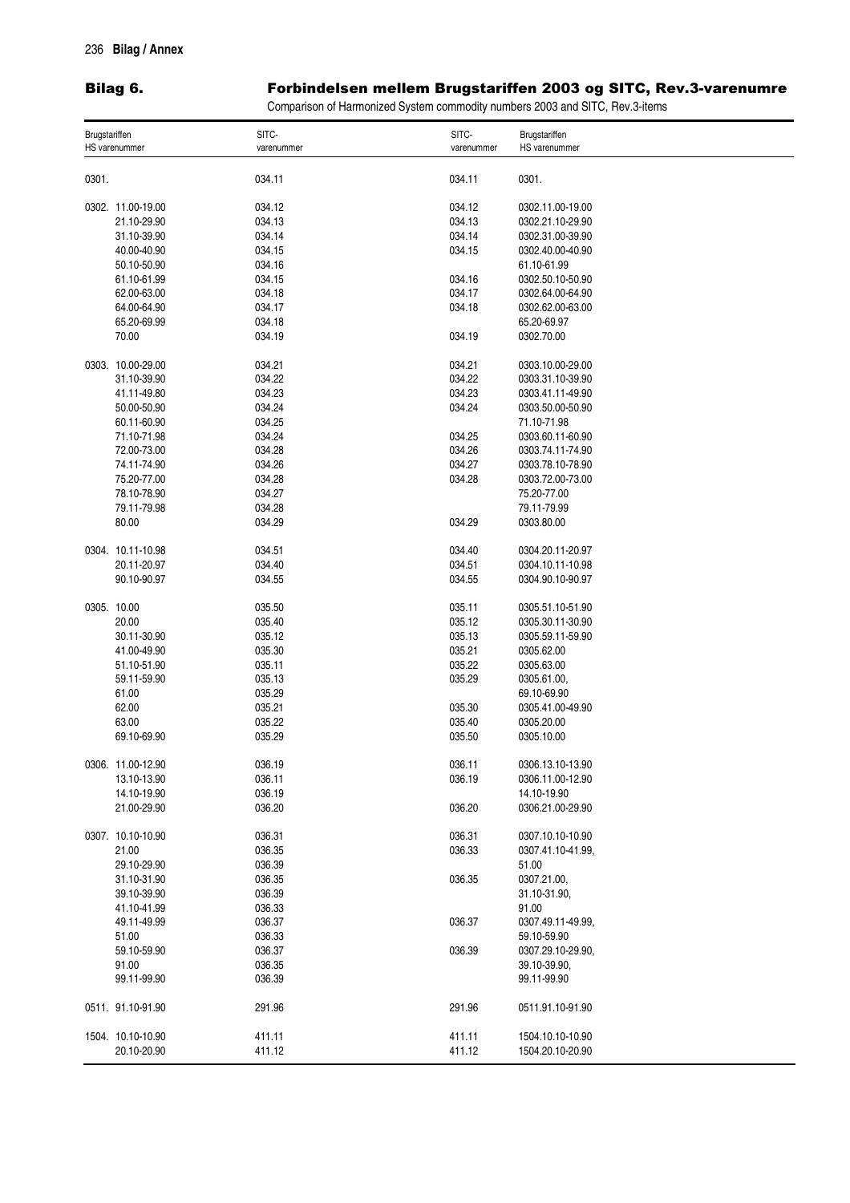## Bilag 6. Forbindelsen mellem Brugstariffen 2003 og SITC, Rev.3-varenumre

Comparison of Harmonized System commodity numbers 2003 and SITC, Rev.3-items

| Brugstariffen HS varenummer | SITC-varenummer | SITC-varenummer | Brugstariffen HS varenummer |
|---|---|---|---|
| 0301. | 034.11 | 034.11 | 0301. |
| 0302. 11.00-19.00 | 034.12 | 034.12 | 0302.11.00-19.00 |
| 21.10-29.90 | 034.13 | 034.13 | 0302.21.10-29.90 |
| 31.10-39.90 | 034.14 | 034.14 | 0302.31.00-39.90 |
| 40.00-40.90 | 034.15 | 034.15 | 0302.40.00-40.90 |
| 50.10-50.90 | 034.16 | | 61.10-61.99 |
| 61.10-61.99 | 034.15 | 034.16 | 0302.50.10-50.90 |
| 62.00-63.00 | 034.18 | 034.17 | 0302.64.00-64.90 |
| 64.00-64.90 | 034.17 | 034.18 | 0302.62.00-63.00 |
| 65.20-69.99 | 034.18 | | 65.20-69.97 |
| 70.00 | 034.19 | 034.19 | 0302.70.00 |
| 0303. 10.00-29.00 | 034.21 | 034.21 | 0303.10.00-29.00 |
| 31.10-39.90 | 034.22 | 034.22 | 0303.31.10-39.90 |
| 41.11-49.80 | 034.23 | 034.23 | 0303.41.11-49.90 |
| 50.00-50.90 | 034.24 | 034.24 | 0303.50.00-50.90 |
| 60.11-60.90 | 034.25 | | 71.10-71.98 |
| 71.10-71.98 | 034.24 | 034.25 | 0303.60.11-60.90 |
| 72.00-73.00 | 034.28 | 034.26 | 0303.74.11-74.90 |
| 74.11-74.90 | 034.26 | 034.27 | 0303.78.10-78.90 |
| 75.20-77.00 | 034.28 | 034.28 | 0303.72.00-73.00 |
| 78.10-78.90 | 034.27 | | 75.20-77.00 |
| 79.11-79.98 | 034.28 | | 79.11-79.99 |
| 80.00 | 034.29 | 034.29 | 0303.80.00 |
| 0304. 10.11-10.98 | 034.51 | 034.40 | 0304.20.11-20.97 |
| 20.11-20.97 | 034.40 | 034.51 | 0304.10.11-10.98 |
| 90.10-90.97 | 034.55 | 034.55 | 0304.90.10-90.97 |
| 0305. 10.00 | 035.50 | 035.11 | 0305.51.10-51.90 |
| 20.00 | 035.40 | 035.12 | 0305.30.11-30.90 |
| 30.11-30.90 | 035.12 | 035.13 | 0305.59.11-59.90 |
| 41.00-49.90 | 035.30 | 035.21 | 0305.62.00 |
| 51.10-51.90 | 035.11 | 035.22 | 0305.63.00 |
| 59.11-59.90 | 035.13 | 035.29 | 0305.61.00, |
| 61.00 | 035.29 | | 69.10-69.90 |
| 62.00 | 035.21 | 035.30 | 0305.41.00-49.90 |
| 63.00 | 035.22 | 035.40 | 0305.20.00 |
| 69.10-69.90 | 035.29 | 035.50 | 0305.10.00 |
| 0306. 11.00-12.90 | 036.19 | 036.11 | 0306.13.10-13.90 |
| 13.10-13.90 | 036.11 | 036.19 | 0306.11.00-12.90 |
| 14.10-19.90 | 036.19 | | 14.10-19.90 |
| 21.00-29.90 | 036.20 | 036.20 | 0306.21.00-29.90 |
| 0307. 10.10-10.90 | 036.31 | 036.31 | 0307.10.10-10.90 |
| 21.00 | 036.35 | 036.33 | 0307.41.10-41.99, |
| 29.10-29.90 | 036.39 | | 51.00 |
| 31.10-31.90 | 036.35 | 036.35 | 0307.21.00, |
| 39.10-39.90 | 036.39 | | 31.10-31.90, |
| 41.10-41.99 | 036.33 | | 91.00 |
| 49.11-49.99 | 036.37 | 036.37 | 0307.49.11-49.99, |
| 51.00 | 036.33 | | 59.10-59.90 |
| 59.10-59.90 | 036.37 | 036.39 | 0307.29.10-29.90, |
| 91.00 | 036.35 | | 39.10-39.90, |
| 99.11-99.90 | 036.39 | | 99.11-99.90 |
| 0511. 91.10-91.90 | 291.96 | 291.96 | 0511.91.10-91.90 |
| 1504. 10.10-10.90 | 411.11 | 411.11 | 1504.10.10-10.90 |
| 20.10-20.90 | 411.12 | 411.12 | 1504.20.10-20.90 |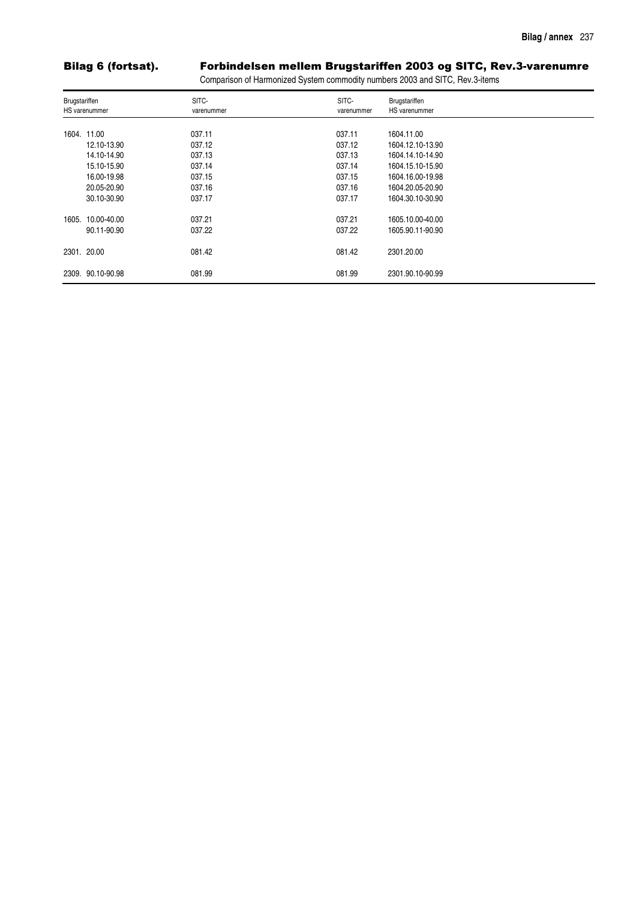## Bilag 6 (fortsat). Forbindelsen mellem Brugstariffen 2003 og SITC, Rev.3-varenumre

Comparison of Harmonized System commodity numbers 2003 and SITC, Rev.3-items

| Brugstariffen HS varenummer | SITC- varenummer | SITC- varenummer | Brugstariffen HS varenummer |
|---|---|---|---|
| 1604. 11.00 | 037.11 | 037.11 | 1604.11.00 |
| 12.10-13.90 | 037.12 | 037.12 | 1604.12.10-13.90 |
| 14.10-14.90 | 037.13 | 037.13 | 1604.14.10-14.90 |
| 15.10-15.90 | 037.14 | 037.14 | 1604.15.10-15.90 |
| 16.00-19.98 | 037.15 | 037.15 | 1604.16.00-19.98 |
| 20.05-20.90 | 037.16 | 037.16 | 1604.20.05-20.90 |
| 30.10-30.90 | 037.17 | 037.17 | 1604.30.10-30.90 |
| 1605. 10.00-40.00 | 037.21 | 037.21 | 1605.10.00-40.00 |
| 90.11-90.90 | 037.22 | 037.22 | 1605.90.11-90.90 |
| 2301. 20.00 | 081.42 | 081.42 | 2301.20.00 |
| 2309. 90.10-90.98 | 081.99 | 081.99 | 2301.90.10-90.99 |